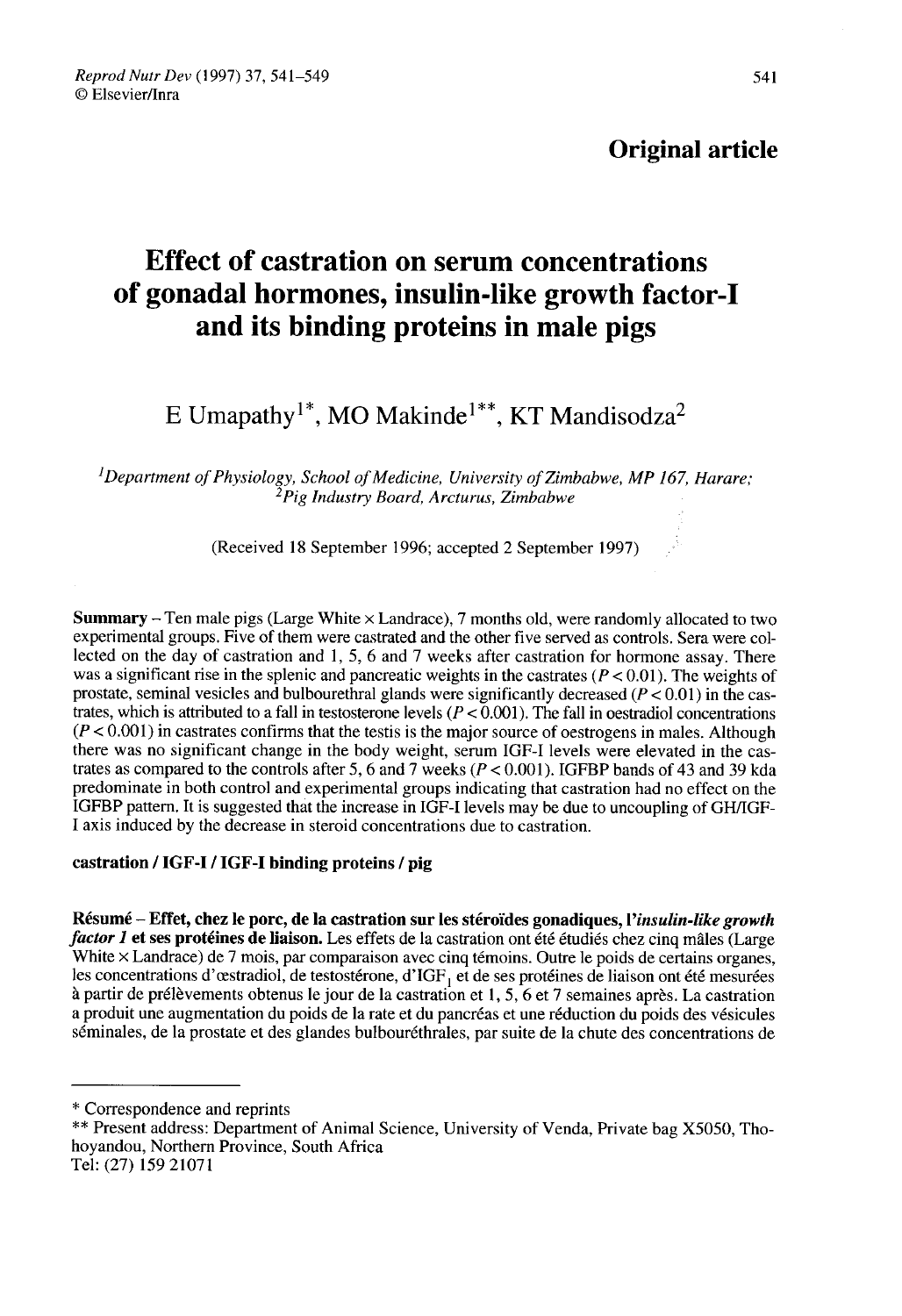**Original article**

# Effect of castration on serum concentrations of gonadal hormones, insulin-like growth factor-I and its binding proteins in male pigs

E Umapathy[1*], MO Makinde[1**], KT Mandisodza[2]

[1]*Department of Physiology, School of Medicine, University of Zimbabwe, MP 167, Harare;*
[2]*Pig Industry Board, Arcturus, Zimbabwe*

(Received 18 September 1996; accepted 2 September 1997)

**Summary** – Ten male pigs (Large White × Landrace), 7 months old, were randomly allocated to two experimental groups. Five of them were castrated and the other five served as controls. Sera were collected on the day of castration and 1, 5, 6 and 7 weeks after castration for hormone assay. There was a significant rise in the splenic and pancreatic weights in the castrates ($P < 0.01$). The weights of prostate, seminal vesicles and bulbourethral glands were significantly decreased ($P < 0.01$) in the castrates, which is attributed to a fall in testosterone levels ($P < 0.001$). The fall in oestradiol concentrations ($P < 0.001$) in castrates confirms that the testis is the major source of oestrogens in males. Although there was no significant change in the body weight, serum IGF-I levels were elevated in the castrates as compared to the controls after 5, 6 and 7 weeks ($P < 0.001$). IGFBP bands of 43 and 39 kda predominate in both control and experimental groups indicating that castration had no effect on the IGFBP pattern. It is suggested that the increase in IGF-I levels may be due to uncoupling of GH/IGF-I axis induced by the decrease in steroid concentrations due to castration.

**castration / IGF-I / IGF-I binding proteins / pig**

**Résumé** – **Effet, chez le porc, de la castration sur les stéroïdes gonadiques, l'*insulin-like growth factor 1* et ses protéines de liaison.** Les effets de la castration ont été étudiés chez cinq mâles (Large White × Landrace) de 7 mois, par comparaison avec cinq témoins. Outre le poids de certains organes, les concentrations d'œstradiol, de testostérone, d'$IGF_1$ et de ses protéines de liaison ont été mesurées à partir de prélèvements obtenus le jour de la castration et 1, 5, 6 et 7 semaines après. La castration a produit une augmentation du poids de la rate et du pancréas et une réduction du poids des vésicules séminales, de la prostate et des glandes bulbouréthrales, par suite de la chute des concentrations de

---

\* Correspondence and reprints
\** Present address: Department of Animal Science, University of Venda, Private bag X5050, Thohoyandou, Northern Province, South Africa
Tel: (27) 159 21071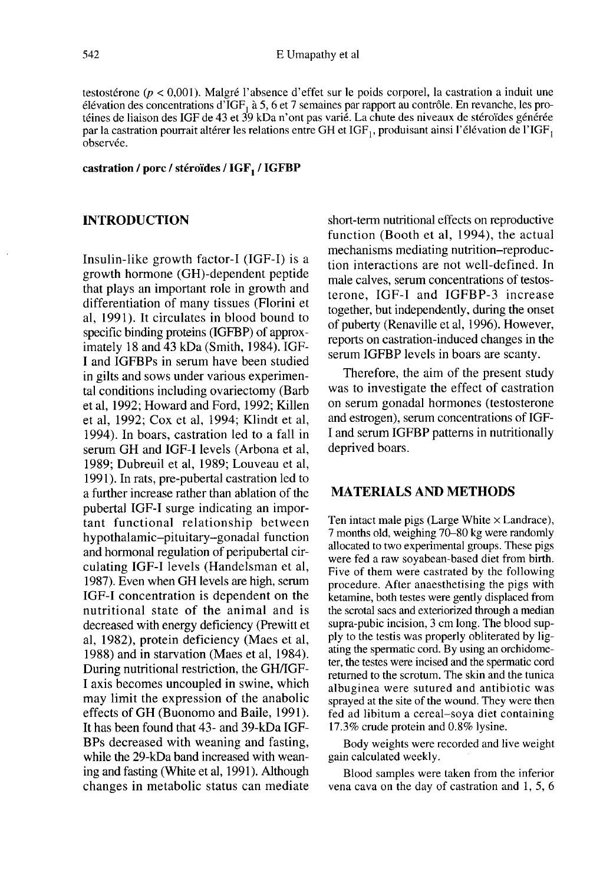testostérone ($p < 0,001$). Malgré l'absence d'effet sur le poids corporel, la castration a induit une élévation des concentrations d'$IGF_1$ à 5, 6 et 7 semaines par rapport au contrôle. En revanche, les protéines de liaison des IGF de 43 et 39 kDa n'ont pas varié. La chute des niveaux de stéroïdes générée par la castration pourrait altérer les relations entre GH et $IGF_1$, produisant ainsi l'élévation de l'$IGF_1$ observée.

**castration / porc / stéroïdes / $IGF_1$ / IGFBP**

## INTRODUCTION

Insulin-like growth factor-I (IGF-I) is a growth hormone (GH)-dependent peptide that plays an important role in growth and differentiation of many tissues (Florini et al, 1991). It circulates in blood bound to specific binding proteins (IGFBP) of approximately 18 and 43 kDa (Smith, 1984). IGF-I and IGFBPs in serum have been studied in gilts and sows under various experimental conditions including ovariectomy (Barb et al, 1992; Howard and Ford, 1992; Killen et al, 1992; Cox et al, 1994; Klindt et al, 1994). In boars, castration led to a fall in serum GH and IGF-I levels (Arbona et al, 1989; Dubreuil et al, 1989; Louveau et al, 1991). In rats, pre-pubertal castration led to a further increase rather than ablation of the pubertal IGF-I surge indicating an important functional relationship between hypothalamic–pituitary–gonadal function and hormonal regulation of peripubertal circulating IGF-I levels (Handelsman et al, 1987). Even when GH levels are high, serum IGF-I concentration is dependent on the nutritional state of the animal and is decreased with energy deficiency (Prewitt et al, 1982), protein deficiency (Maes et al, 1988) and in starvation (Maes et al, 1984). During nutritional restriction, the GH/IGF-I axis becomes uncoupled in swine, which may limit the expression of the anabolic effects of GH (Buonomo and Baile, 1991). It has been found that 43- and 39-kDa IGFBPs decreased with weaning and fasting, while the 29-kDa band increased with weaning and fasting (White et al, 1991). Although changes in metabolic status can mediate short-term nutritional effects on reproductive function (Booth et al, 1994), the actual mechanisms mediating nutrition–reproduction interactions are not well-defined. In male calves, serum concentrations of testosterone, IGF-I and IGFBP-3 increase together, but independently, during the onset of puberty (Renaville et al, 1996). However, reports on castration-induced changes in the serum IGFBP levels in boars are scanty.

Therefore, the aim of the present study was to investigate the effect of castration on serum gonadal hormones (testosterone and estrogen), serum concentrations of IGF-I and serum IGFBP patterns in nutritionally deprived boars.

## MATERIALS AND METHODS

Ten intact male pigs (Large White × Landrace), 7 months old, weighing 70–80 kg were randomly allocated to two experimental groups. These pigs were fed a raw soyabean-based diet from birth. Five of them were castrated by the following procedure. After anaesthetising the pigs with ketamine, both testes were gently displaced from the scrotal sacs and exteriorized through a median supra-pubic incision, 3 cm long. The blood supply to the testis was properly obliterated by ligating the spermatic cord. By using an orchidometer, the testes were incised and the spermatic cord returned to the scrotum. The skin and the tunica albuginea were sutured and antibiotic was sprayed at the site of the wound. They were then fed ad libitum a cereal–soya diet containing 17.3% crude protein and 0.8% lysine.

Body weights were recorded and live weight gain calculated weekly.

Blood samples were taken from the inferior vena cava on the day of castration and 1, 5, 6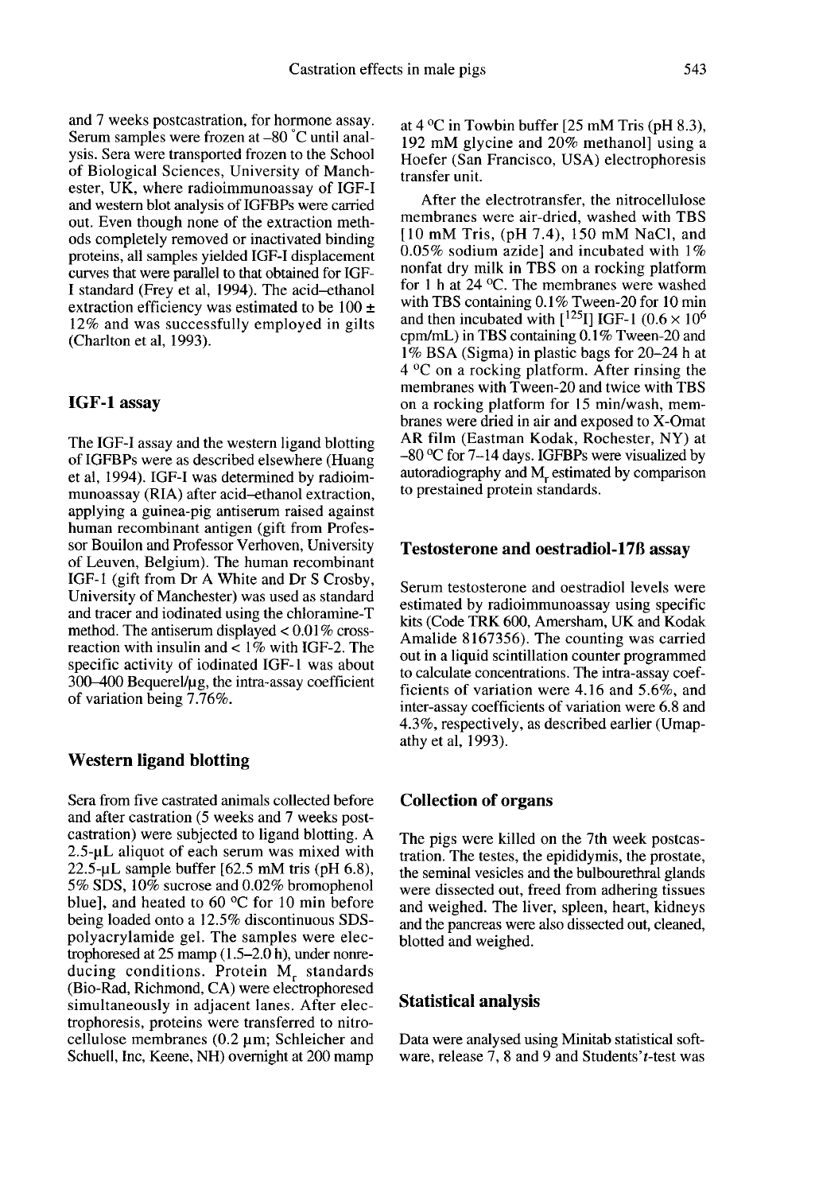and 7 weeks postcastration, for hormone assay. Serum samples were frozen at –80 °C until analysis. Sera were transported frozen to the School of Biological Sciences, University of Manchester, UK, where radioimmunoassay of IGF-I and western blot analysis of IGFBPs were carried out. Even though none of the extraction methods completely removed or inactivated binding proteins, all samples yielded IGF-I displacement curves that were parallel to that obtained for IGF-I standard (Frey et al, 1994). The acid–ethanol extraction efficiency was estimated to be 100 ± 12% and was successfully employed in gilts (Charlton et al, 1993).

## IGF-1 assay

The IGF-I assay and the western ligand blotting of IGFBPs were as described elsewhere (Huang et al, 1994). IGF-I was determined by radioimmunoassay (RIA) after acid–ethanol extraction, applying a guinea-pig antiserum raised against human recombinant antigen (gift from Professor Bouilon and Professor Verhoven, University of Leuven, Belgium). The human recombinant IGF-1 (gift from Dr A White and Dr S Crosby, University of Manchester) was used as standard and tracer and iodinated using the chloramine-T method. The antiserum displayed < 0.01% cross-reaction with insulin and < 1% with IGF-2. The specific activity of iodinated IGF-1 was about 300–400 Bequerel/µg, the intra-assay coefficient of variation being 7.76%.

## Western ligand blotting

Sera from five castrated animals collected before and after castration (5 weeks and 7 weeks postcastration) were subjected to ligand blotting. A 2.5-µL aliquot of each serum was mixed with 22.5-µL sample buffer [62.5 mM tris (pH 6.8), 5% SDS, 10% sucrose and 0.02% bromophenol blue], and heated to 60 °C for 10 min before being loaded onto a 12.5% discontinuous SDS-polyacrylamide gel. The samples were electrophoresed at 25 mamp (1.5–2.0 h), under nonreducing conditions. Protein $M_r$ standards (Bio-Rad, Richmond, CA) were electrophoresed simultaneously in adjacent lanes. After electrophoresis, proteins were transferred to nitrocellulose membranes (0.2 µm; Schleicher and Schuell, Inc, Keene, NH) overnight at 200 mamp at 4 °C in Towbin buffer [25 mM Tris (pH 8.3), 192 mM glycine and 20% methanol] using a Hoefer (San Francisco, USA) electrophoresis transfer unit.

After the electrotransfer, the nitrocellulose membranes were air-dried, washed with TBS [10 mM Tris, (pH 7.4), 150 mM NaCl, and 0.05% sodium azide] and incubated with 1% nonfat dry milk in TBS on a rocking platform for 1 h at 24 °C. The membranes were washed with TBS containing 0.1% Tween-20 for 10 min and then incubated with [$^{125}$I] IGF-1 ($0.6 \times 10^6$ cpm/mL) in TBS containing 0.1% Tween-20 and 1% BSA (Sigma) in plastic bags for 20–24 h at 4 °C on a rocking platform. After rinsing the membranes with Tween-20 and twice with TBS on a rocking platform for 15 min/wash, membranes were dried in air and exposed to X-Omat AR film (Eastman Kodak, Rochester, NY) at –80 °C for 7–14 days. IGFBPs were visualized by autoradiography and $M_r$ estimated by comparison to prestained protein standards.

## Testosterone and oestradiol-17ß assay

Serum testosterone and oestradiol levels were estimated by radioimmunoassay using specific kits (Code TRK 600, Amersham, UK and Kodak Amalide 8167356). The counting was carried out in a liquid scintillation counter programmed to calculate concentrations. The intra-assay coefficients of variation were 4.16 and 5.6%, and inter-assay coefficients of variation were 6.8 and 4.3%, respectively, as described earlier (Umapathy et al, 1993).

## Collection of organs

The pigs were killed on the 7th week postcastration. The testes, the epididymis, the prostate, the seminal vesicles and the bulbourethral glands were dissected out, freed from adhering tissues and weighed. The liver, spleen, heart, kidneys and the pancreas were also dissected out, cleaned, blotted and weighed.

## Statistical analysis

Data were analysed using Minitab statistical software, release 7, 8 and 9 and Students' *t*-test was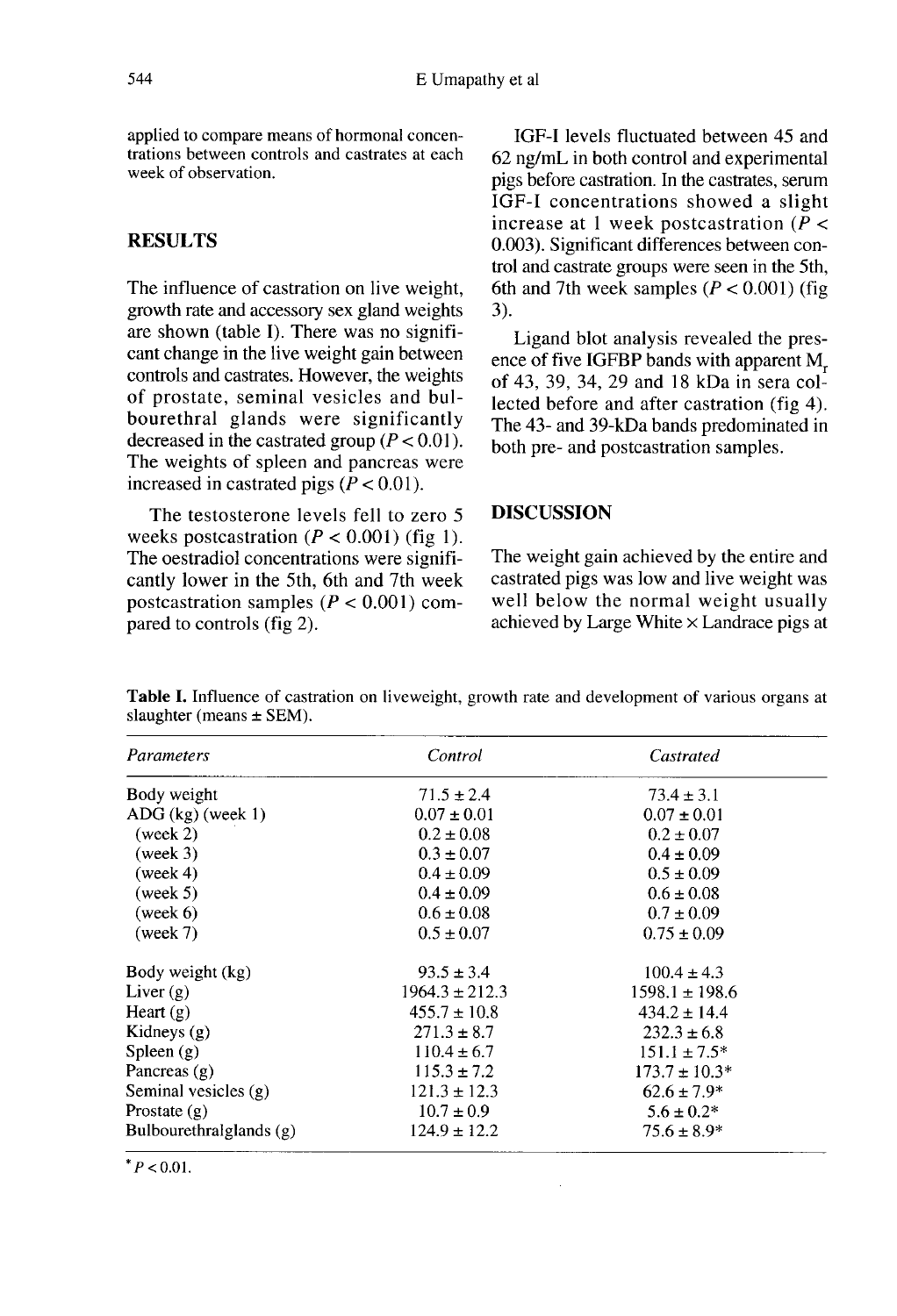applied to compare means of hormonal concentrations between controls and castrates at each week of observation.

## RESULTS

The influence of castration on live weight, growth rate and accessory sex gland weights are shown (table I). There was no significant change in the live weight gain between controls and castrates. However, the weights of prostate, seminal vesicles and bulbourethral glands were significantly decreased in the castrated group ($P < 0.01$). The weights of spleen and pancreas were increased in castrated pigs ($P < 0.01$).

The testosterone levels fell to zero 5 weeks postcastration ($P < 0.001$) (fig 1). The oestradiol concentrations were significantly lower in the 5th, 6th and 7th week postcastration samples ($P < 0.001$) compared to controls (fig 2).

IGF-I levels fluctuated between 45 and 62 ng/mL in both control and experimental pigs before castration. In the castrates, serum IGF-I concentrations showed a slight increase at 1 week postcastration ($P < 0.003$). Significant differences between control and castrate groups were seen in the 5th, 6th and 7th week samples ($P < 0.001$) (fig 3).

Ligand blot analysis revealed the presence of five IGFBP bands with apparent $M_r$ of 43, 39, 34, 29 and 18 kDa in sera collected before and after castration (fig 4). The 43- and 39-kDa bands predominated in both pre- and postcastration samples.

## DISCUSSION

The weight gain achieved by the entire and castrated pigs was low and live weight was well below the normal weight usually achieved by Large White × Landrace pigs at

**Table I.** Influence of castration on liveweight, growth rate and development of various organs at slaughter (means ± SEM).

| *Parameters* | *Control* | *Castrated* |
|---|---|---|
| Body weight | 71.5 ± 2.4 | 73.4 ± 3.1 |
| ADG (kg) (week 1) | 0.07 ± 0.01 | 0.07 ± 0.01 |
| (week 2) | 0.2 ± 0.08 | 0.2 ± 0.07 |
| (week 3) | 0.3 ± 0.07 | 0.4 ± 0.09 |
| (week 4) | 0.4 ± 0.09 | 0.5 ± 0.09 |
| (week 5) | 0.4 ± 0.09 | 0.6 ± 0.08 |
| (week 6) | 0.6 ± 0.08 | 0.7 ± 0.09 |
| (week 7) | 0.5 ± 0.07 | 0.75 ± 0.09 |
| Body weight (kg) | 93.5 ± 3.4 | 100.4 ± 4.3 |
| Liver (g) | 1964.3 ± 212.3 | 1598.1 ± 198.6 |
| Heart (g) | 455.7 ± 10.8 | 434.2 ± 14.4 |
| Kidneys (g) | 271.3 ± 8.7 | 232.3 ± 6.8 |
| Spleen (g) | 110.4 ± 6.7 | 151.1 ± 7.5* |
| Pancreas (g) | 115.3 ± 7.2 | 173.7 ± 10.3* |
| Seminal vesicles (g) | 121.3 ± 12.3 | 62.6 ± 7.9* |
| Prostate (g) | 10.7 ± 0.9 | 5.6 ± 0.2* |
| Bulbourethralglands (g) | 124.9 ± 12.2 | 75.6 ± 8.9* |

\* $P < 0.01$.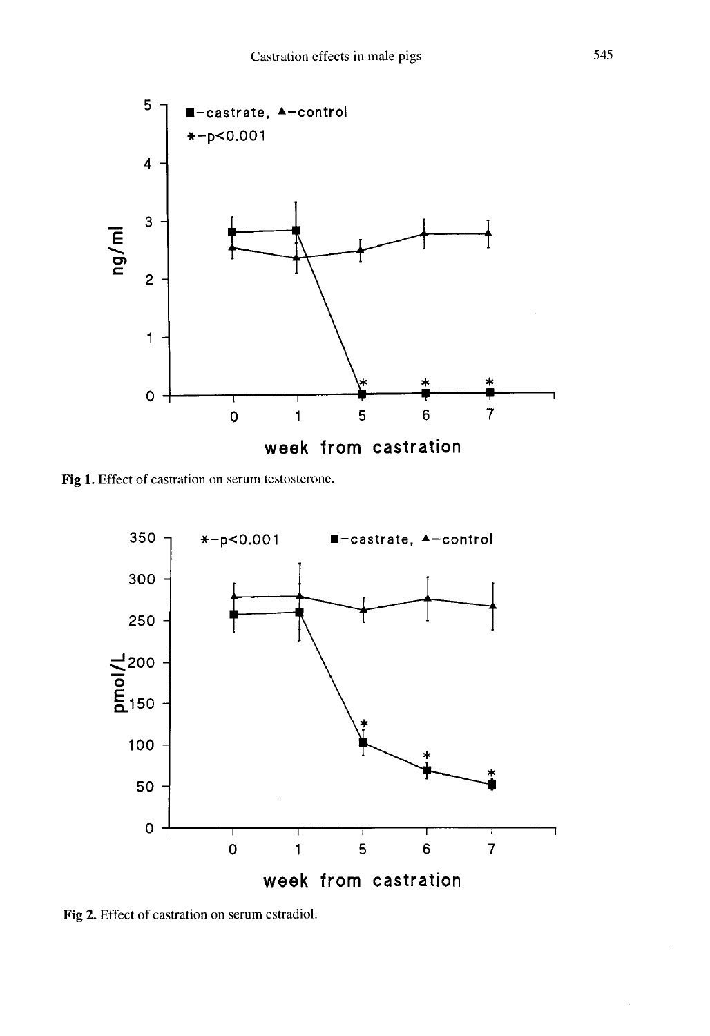Fig 1. Effect of castration on serum testosterone.

Fig 2. Effect of castration on serum estradiol.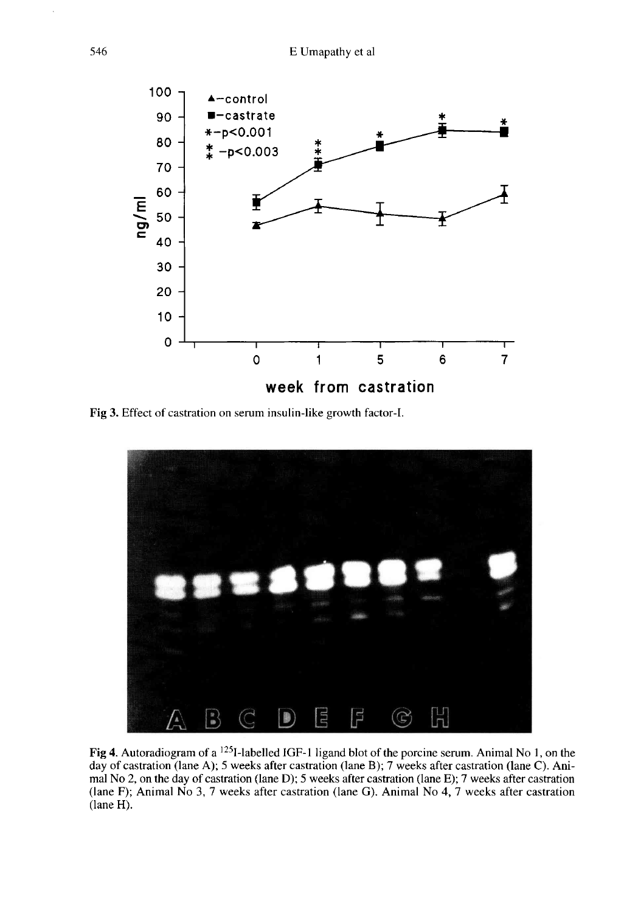Fig 3. Effect of castration on serum insulin-like growth factor-I.

Fig 4. Autoradiogram of a $^{125}$I-labelled IGF-1 ligand blot of the porcine serum. Animal No 1, on the day of castration (lane A); 5 weeks after castration (lane B); 7 weeks after castration (lane C). Animal No 2, on the day of castration (lane D); 5 weeks after castration (lane E); 7 weeks after castration (lane F); Animal No 3, 7 weeks after castration (lane G). Animal No 4, 7 weeks after castration (lane H).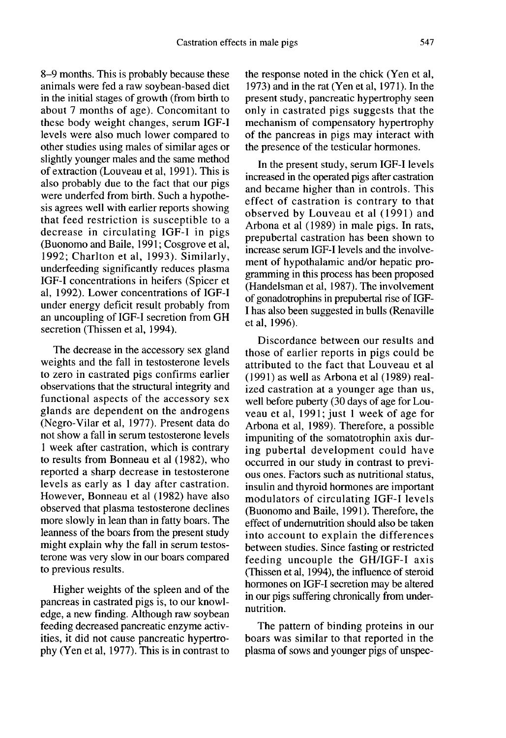8–9 months. This is probably because these animals were fed a raw soybean-based diet in the initial stages of growth (from birth to about 7 months of age). Concomitant to these body weight changes, serum IGF-I levels were also much lower compared to other studies using males of similar ages or slightly younger males and the same method of extraction (Louveau et al, 1991). This is also probably due to the fact that our pigs were underfed from birth. Such a hypothesis agrees well with earlier reports showing that feed restriction is susceptible to a decrease in circulating IGF-I in pigs (Buonomo and Baile, 1991; Cosgrove et al, 1992; Charlton et al, 1993). Similarly, underfeeding significantly reduces plasma IGF-I concentrations in heifers (Spicer et al, 1992). Lower concentrations of IGF-I under energy deficit result probably from an uncoupling of IGF-I secretion from GH secretion (Thissen et al, 1994).

The decrease in the accessory sex gland weights and the fall in testosterone levels to zero in castrated pigs confirms earlier observations that the structural integrity and functional aspects of the accessory sex glands are dependent on the androgens (Negro-Vilar et al, 1977). Present data do not show a fall in serum testosterone levels 1 week after castration, which is contrary to results from Bonneau et al (1982), who reported a sharp decrease in testosterone levels as early as 1 day after castration. However, Bonneau et al (1982) have also observed that plasma testosterone declines more slowly in lean than in fatty boars. The leanness of the boars from the present study might explain why the fall in serum testosterone was very slow in our boars compared to previous results.

Higher weights of the spleen and of the pancreas in castrated pigs is, to our knowledge, a new finding. Although raw soybean feeding decreased pancreatic enzyme activities, it did not cause pancreatic hypertrophy (Yen et al, 1977). This is in contrast to the response noted in the chick (Yen et al, 1973) and in the rat (Yen et al, 1971). In the present study, pancreatic hypertrophy seen only in castrated pigs suggests that the mechanism of compensatory hypertrophy of the pancreas in pigs may interact with the presence of the testicular hormones.

In the present study, serum IGF-I levels increased in the operated pigs after castration and became higher than in controls. This effect of castration is contrary to that observed by Louveau et al (1991) and Arbona et al (1989) in male pigs. In rats, prepubertal castration has been shown to increase serum IGF-I levels and the involvement of hypothalamic and/or hepatic programming in this process has been proposed (Handelsman et al, 1987). The involvement of gonadotrophins in prepubertal rise of IGF-I has also been suggested in bulls (Renaville et al, 1996).

Discordance between our results and those of earlier reports in pigs could be attributed to the fact that Louveau et al (1991) as well as Arbona et al (1989) realized castration at a younger age than us, well before puberty (30 days of age for Louveau et al, 1991; just 1 week of age for Arbona et al, 1989). Therefore, a possible impuniting of the somatotrophin axis during pubertal development could have occurred in our study in contrast to previous ones. Factors such as nutritional status, insulin and thyroid hormones are important modulators of circulating IGF-I levels (Buonomo and Baile, 1991). Therefore, the effect of undernutrition should also be taken into account to explain the differences between studies. Since fasting or restricted feeding uncouple the GH/IGF-I axis (Thissen et al, 1994), the influence of steroid hormones on IGF-I secretion may be altered in our pigs suffering chronically from undernutrition.

The pattern of binding proteins in our boars was similar to that reported in the plasma of sows and younger pigs of unspec-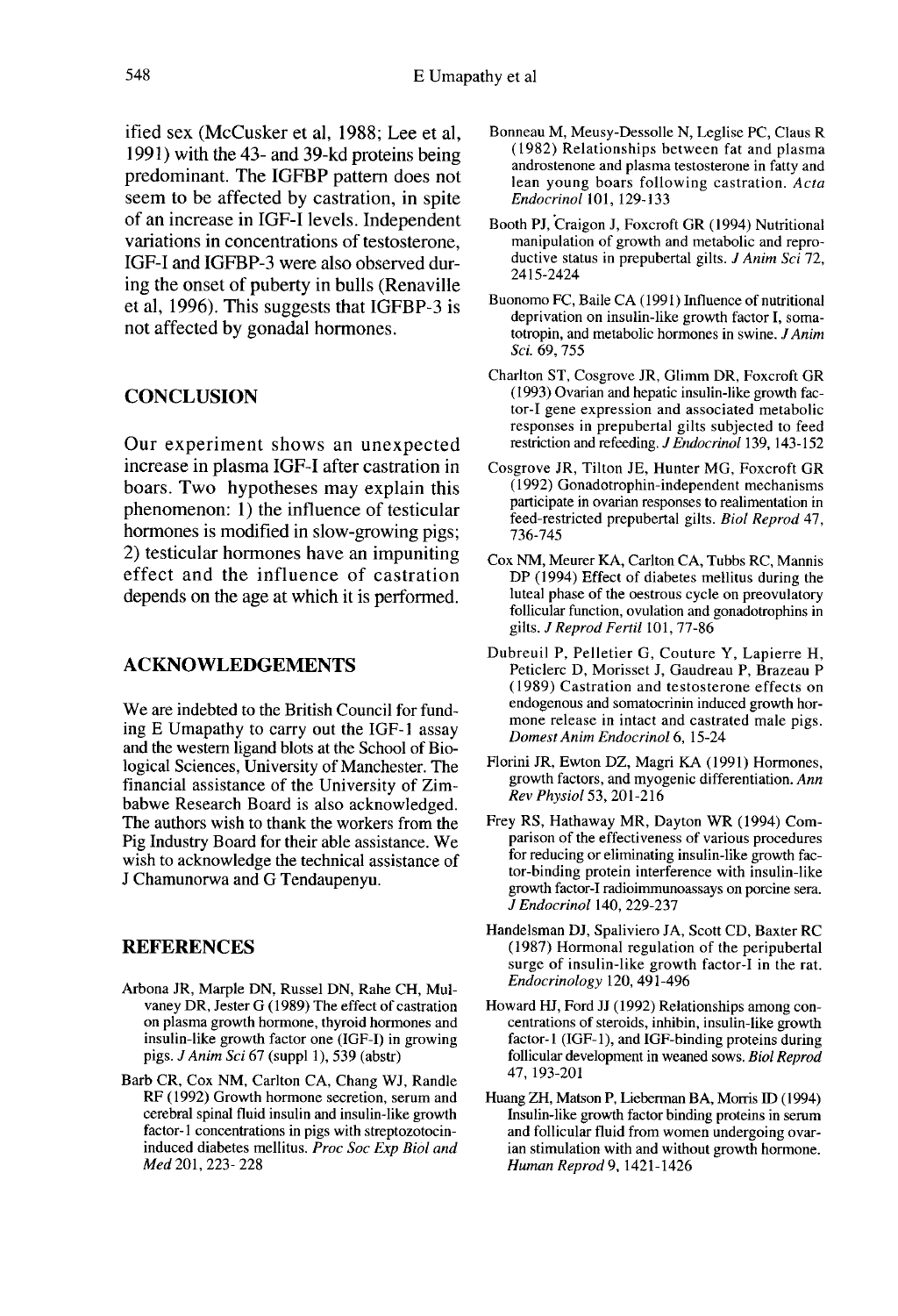ified sex (McCusker et al, 1988; Lee et al, 1991) with the 43- and 39-kd proteins being predominant. The IGFBP pattern does not seem to be affected by castration, in spite of an increase in IGF-I levels. Independent variations in concentrations of testosterone, IGF-I and IGFBP-3 were also observed during the onset of puberty in bulls (Renaville et al, 1996). This suggests that IGFBP-3 is not affected by gonadal hormones.

## CONCLUSION

Our experiment shows an unexpected increase in plasma IGF-I after castration in boars. Two hypotheses may explain this phenomenon: 1) the influence of testicular hormones is modified in slow-growing pigs; 2) testicular hormones have an impuniting effect and the influence of castration depends on the age at which it is performed.

## ACKNOWLEDGEMENTS

We are indebted to the British Council for funding E Umapathy to carry out the IGF-1 assay and the western ligand blots at the School of Biological Sciences, University of Manchester. The financial assistance of the University of Zimbabwe Research Board is also acknowledged. The authors wish to thank the workers from the Pig Industry Board for their able assistance. We wish to acknowledge the technical assistance of J Chamunorwa and G Tendaupenyu.

## REFERENCES

Arbona JR, Marple DN, Russel DN, Rahe CH, Mulvaney DR, Jester G (1989) The effect of castration on plasma growth hormone, thyroid hormones and insulin-like growth factor one (IGF-I) in growing pigs. *J Anim Sci* 67 (suppl 1), 539 (abstr)

Barb CR, Cox NM, Carlton CA, Chang WJ, Randle RF (1992) Growth hormone secretion, serum and cerebral spinal fluid insulin and insulin-like growth factor-1 concentrations in pigs with streptozotocin-induced diabetes mellitus. *Proc Soc Exp Biol and Med* 201, 223-228

Bonneau M, Meusy-Dessolle N, Leglise PC, Claus R (1982) Relationships between fat and plasma androstenone and plasma testosterone in fatty and lean young boars following castration. *Acta Endocrinol* 101, 129-133

Booth PJ, Craigon J, Foxcroft GR (1994) Nutritional manipulation of growth and metabolic and reproductive status in prepubertal gilts. *J Anim Sci* 72, 2415-2424

Buonomo FC, Baile CA (1991) Influence of nutritional deprivation on insulin-like growth factor I, somatotropin, and metabolic hormones in swine. *J Anim Sci.* 69, 755

Charlton ST, Cosgrove JR, Glimm DR, Foxcroft GR (1993) Ovarian and hepatic insulin-like growth factor-I gene expression and associated metabolic responses in prepubertal gilts subjected to feed restriction and refeeding. *J Endocrinol* 139, 143-152

Cosgrove JR, Tilton JE, Hunter MG, Foxcroft GR (1992) Gonadotrophin-independent mechanisms participate in ovarian responses to realimentation in feed-restricted prepubertal gilts. *Biol Reprod* 47, 736-745

Cox NM, Meurer KA, Carlton CA, Tubbs RC, Mannis DP (1994) Effect of diabetes mellitus during the luteal phase of the oestrous cycle on preovulatory follicular function, ovulation and gonadotrophins in gilts. *J Reprod Fertil* 101, 77-86

Dubreuil P, Pelletier G, Couture Y, Lapierre H, Peticlerc D, Morisset J, Gaudreau P, Brazeau P (1989) Castration and testosterone effects on endogenous and somatocrinin induced growth hormone release in intact and castrated male pigs. *Domest Anim Endocrinol* 6, 15-24

Florini JR, Ewton DZ, Magri KA (1991) Hormones, growth factors, and myogenic differentiation. *Ann Rev Physiol* 53, 201-216

Frey RS, Hathaway MR, Dayton WR (1994) Comparison of the effectiveness of various procedures for reducing or eliminating insulin-like growth factor-binding protein interference with insulin-like growth factor-I radioimmunoassays on porcine sera. *J Endocrinol* 140, 229-237

Handelsman DJ, Spaliviero JA, Scott CD, Baxter RC (1987) Hormonal regulation of the peripubertal surge of insulin-like growth factor-I in the rat. *Endocrinology* 120, 491-496

Howard HJ, Ford JJ (1992) Relationships among concentrations of steroids, inhibin, insulin-like growth factor-1 (IGF-1), and IGF-binding proteins during follicular development in weaned sows. *Biol Reprod* 47, 193-201

Huang ZH, Matson P, Lieberman BA, Morris ID (1994) Insulin-like growth factor binding proteins in serum and follicular fluid from women undergoing ovarian stimulation with and without growth hormone. *Human Reprod* 9, 1421-1426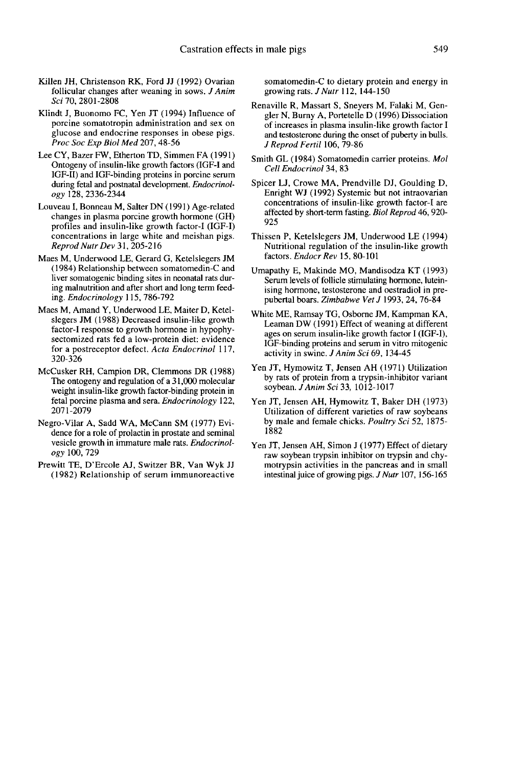Killen JH, Christenson RK, Ford JJ (1992) Ovarian follicular changes after weaning in sows. *J Anim Sci* 70, 2801-2808

Klindt J, Buonomo FC, Yen JT (1994) Influence of porcine somatotropin administration and sex on glucose and endocrine responses in obese pigs. *Proc Soc Exp Biol Med* 207, 48-56

Lee CY, Bazer FW, Etherton TD, Simmen FA (1991) Ontogeny of insulin-like growth factors (IGF-I and IGF-II) and IGF-binding proteins in porcine serum during fetal and postnatal development. *Endocrinology* 128, 2336-2344

Louveau I, Bonneau M, Salter DN (1991) Age-related changes in plasma porcine growth hormone (GH) profiles and insulin-like growth factor-I (IGF-I) concentrations in large white and meishan pigs. *Reprod Nutr Dev* 31, 205-216

Maes M, Underwood LE, Gerard G, Ketelslegers JM (1984) Relationship between somatomedin-C and liver somatogenic binding sites in neonatal rats during malnutrition and after short and long term feeding. *Endocrinology* 115, 786-792

Maes M, Amand Y, Underwood LE, Maiter D, Ketelslegers JM (1988) Decreased insulin-like growth factor-I response to growth hormone in hypophysectomized rats fed a low-protein diet: evidence for a postreceptor defect. *Acta Endocrinol* 117, 320-326

McCusker RH, Campion DR, Clemmons DR (1988) The ontogeny and regulation of a 31,000 molecular weight insulin-like growth factor-binding protein in fetal porcine plasma and sera. *Endocrinology* 122, 2071-2079

Negro-Vilar A, Sadd WA, McCann SM (1977) Evidence for a role of prolactin in prostate and seminal vesicle growth in immature male rats. *Endocrinology* 100, 729

Prewitt TE, D'Ercole AJ, Switzer BR, Van Wyk JJ (1982) Relationship of serum immunoreactive somatomedin-C to dietary protein and energy in growing rats. *J Nutr* 112, 144-150

Renaville R, Massart S, Sneyers M, Falaki M, Gengler N, Burny A, Portetelle D (1996) Dissociation of increases in plasma insulin-like growth factor I and testosterone during the onset of puberty in bulls. *J Reprod Fertil* 106, 79-86

Smith GL (1984) Somatomedin carrier proteins. *Mol Cell Endocrinol* 34, 83

Spicer LJ, Crowe MA, Prendville DJ, Goulding D, Enright WJ (1992) Systemic but not intraovarian concentrations of insulin-like growth factor-I are affected by short-term fasting. *Biol Reprod* 46, 920-925

Thissen P, Ketelslegers JM, Underwood LE (1994) Nutritional regulation of the insulin-like growth factors. *Endocr Rev* 15, 80-101

Umapathy E, Makinde MO, Mandisodza KT (1993) Serum levels of follicle stimulating hormone, luteinising hormone, testosterone and oestradiol in prepubertal boars. *Zimbabwe Vet J* 1993, 24, 76-84

White ME, Ramsay TG, Osborne JM, Kampman KA, Leaman DW (1991) Effect of weaning at different ages on serum insulin-like growth factor I (IGF-I), IGF-binding proteins and serum in vitro mitogenic activity in swine. *J Anim Sci* 69, 134-45

Yen JT, Hymowitz T, Jensen AH (1971) Utilization by rats of protein from a trypsin-inhibitor variant soybean. *J Anim Sci* 33, 1012-1017

Yen JT, Jensen AH, Hymowitz T, Baker DH (1973) Utilization of different varieties of raw soybeans by male and female chicks. *Poultry Sci* 52, 1875-1882

Yen JT, Jensen AH, Simon J (1977) Effect of dietary raw soybean trypsin inhibitor on trypsin and chymotrypsin activities in the pancreas and in small intestinal juice of growing pigs. *J Nutr* 107, 156-165